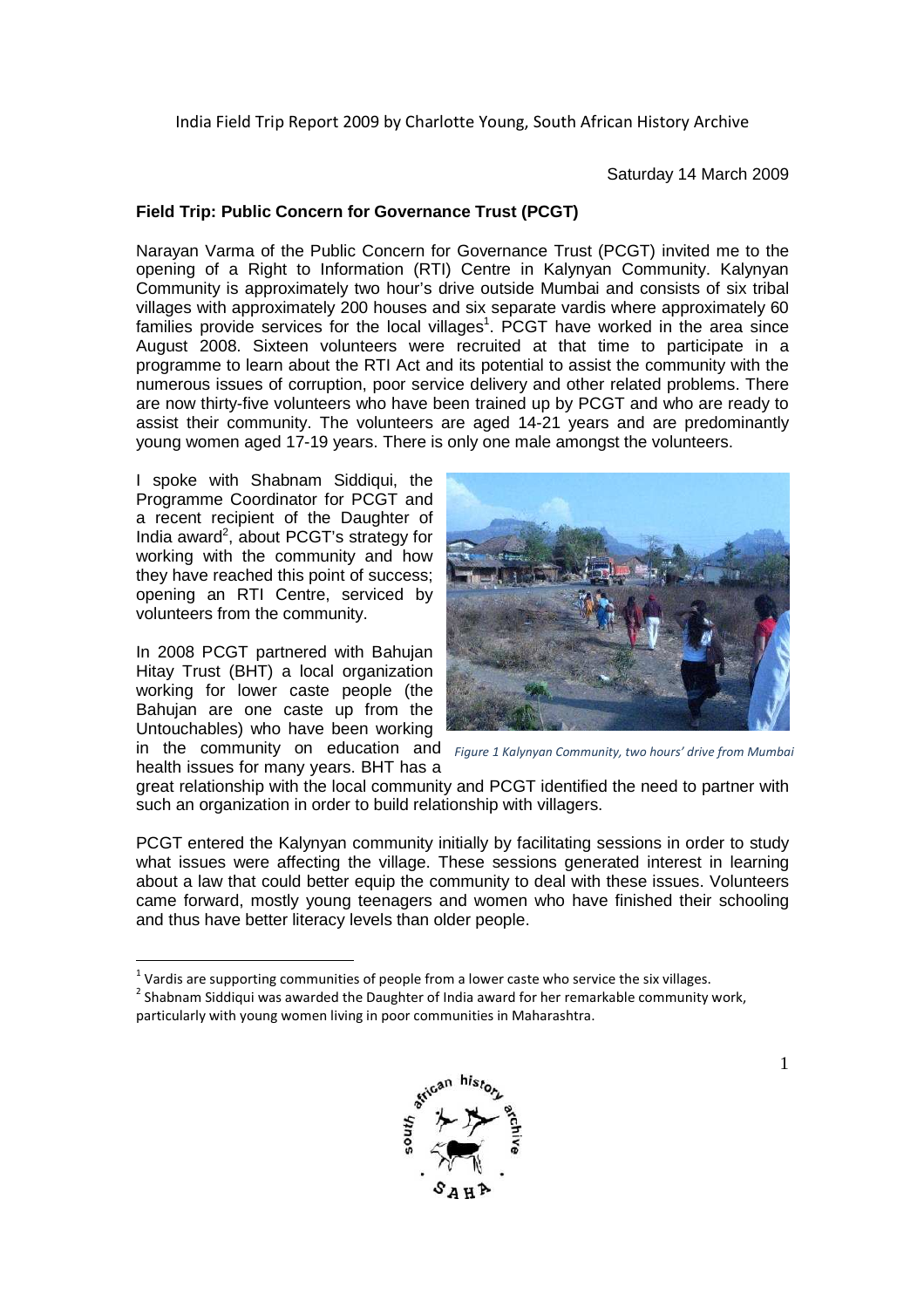India Field Trip Report 2009 by Charlotte Young, South African History Archive

Saturday 14 March 2009

**Field Trip: Public Concern for Governance Trust (PCGT)**

Narayan Varma of the Public Concern for Governance Trust (PCGT) invited me to the opening of a Right to Information (RTI) Centre in Kalynyan Community. Kalynyan Community is approximately two hour's drive outside Mumbai and consists of six tribal villages with approximately 200 houses and six separate vardis where approximately 60 families provide services for the local villages[1]. PCGT have worked in the area since August 2008. Sixteen volunteers were recruited at that time to participate in a programme to learn about the RTI Act and its potential to assist the community with the numerous issues of corruption, poor service delivery and other related problems. There are now thirty-five volunteers who have been trained up by PCGT and who are ready to assist their community. The volunteers are aged 14-21 years and are predominantly young women aged 17-19 years. There is only one male amongst the volunteers.

I spoke with Shabnam Siddiqui, the Programme Coordinator for PCGT and a recent recipient of the Daughter of India award[2], about PCGT's strategy for working with the community and how they have reached this point of success; opening an RTI Centre, serviced by volunteers from the community.

*Figure 1 Kalynyan Community, two hours' drive from Mumbai*

In 2008 PCGT partnered with Bahujan Hitay Trust (BHT) a local organization working for lower caste people (the Bahujan are one caste up from the Untouchables) who have been working in the community on education and health issues for many years. BHT has a great relationship with the local community and PCGT identified the need to partner with such an organization in order to build relationship with villagers.

PCGT entered the Kalynyan community initially by facilitating sessions in order to study what issues were affecting the village. These sessions generated interest in learning about a law that could better equip the community to deal with these issues. Volunteers came forward, mostly young teenagers and women who have finished their schooling and thus have better literacy levels than older people.

[1] Vardis are supporting communities of people from a lower caste who service the six villages.

[2] Shabnam Siddiqui was awarded the Daughter of India award for her remarkable community work, particularly with young women living in poor communities in Maharashtra.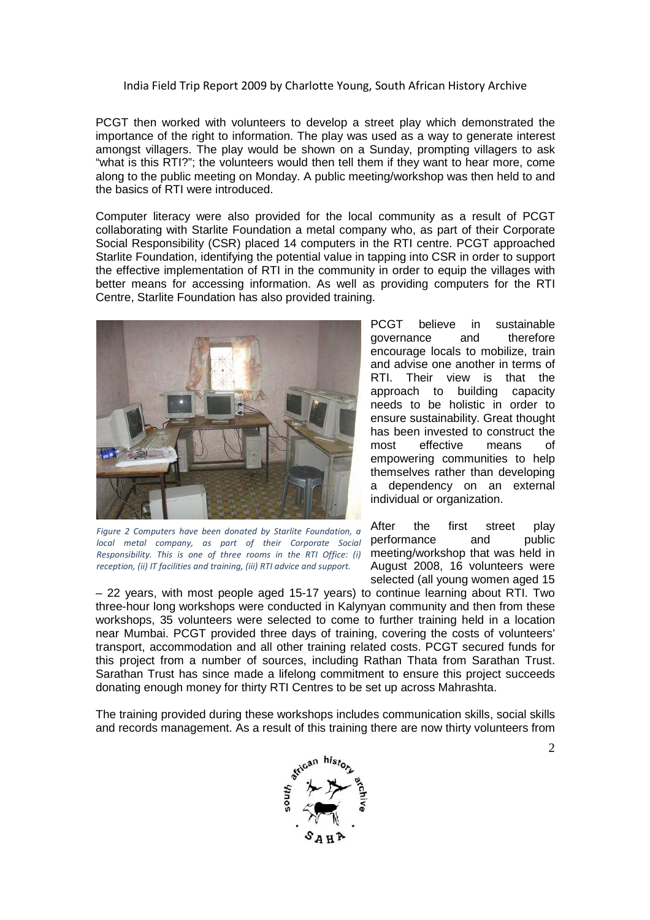PCGT then worked with volunteers to develop a street play which demonstrated the importance of the right to information. The play was used as a way to generate interest amongst villagers. The play would be shown on a Sunday, prompting villagers to ask "what is this RTI?"; the volunteers would then tell them if they want to hear more, come along to the public meeting on Monday. A public meeting/workshop was then held to and the basics of RTI were introduced.

Computer literacy were also provided for the local community as a result of PCGT collaborating with Starlite Foundation a metal company who, as part of their Corporate Social Responsibility (CSR) placed 14 computers in the RTI centre. PCGT approached Starlite Foundation, identifying the potential value in tapping into CSR in order to support the effective implementation of RTI in the community in order to equip the villages with better means for accessing information. As well as providing computers for the RTI Centre, Starlite Foundation has also provided training.

*Figure 2 Computers have been donated by Starlite Foundation, a local metal company, as part of their Corporate Social Responsibility. This is one of three rooms in the RTI Office: (i) reception, (ii) IT facilities and training, (iii) RTI advice and support.*

PCGT believe in sustainable governance and therefore encourage locals to mobilize, train and advise one another in terms of RTI. Their view is that the approach to building capacity needs to be holistic in order to ensure sustainability. Great thought has been invested to construct the most effective means of empowering communities to help themselves rather than developing a dependency on an external individual or organization.

After the first street play performance and public meeting/workshop that was held in August 2008, 16 volunteers were selected (all young women aged 15 – 22 years, with most people aged 15-17 years) to continue learning about RTI. Two three-hour long workshops were conducted in Kalynyan community and then from these workshops, 35 volunteers were selected to come to further training held in a location near Mumbai. PCGT provided three days of training, covering the costs of volunteers' transport, accommodation and all other training related costs. PCGT secured funds for this project from a number of sources, including Rathan Thata from Sarathan Trust. Sarathan Trust has since made a lifelong commitment to ensure this project succeeds donating enough money for thirty RTI Centres to be set up across Mahrashta.

The training provided during these workshops includes communication skills, social skills and records management. As a result of this training there are now thirty volunteers from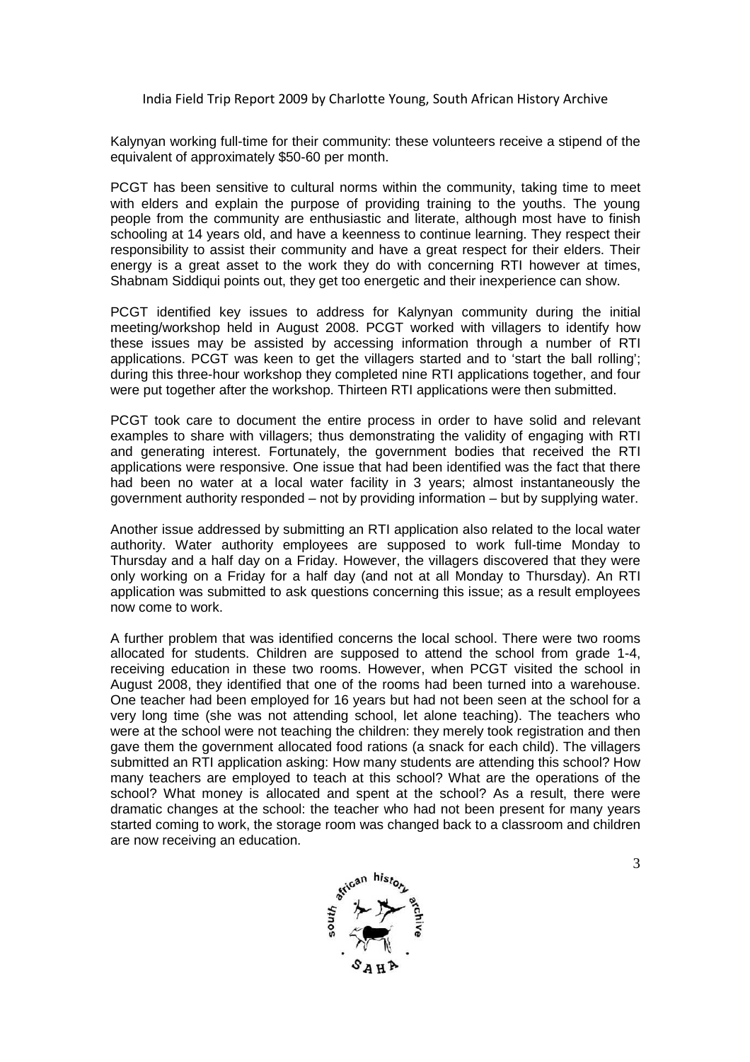Kalynyan working full-time for their community: these volunteers receive a stipend of the equivalent of approximately $50-60 per month.

PCGT has been sensitive to cultural norms within the community, taking time to meet with elders and explain the purpose of providing training to the youths. The young people from the community are enthusiastic and literate, although most have to finish schooling at 14 years old, and have a keenness to continue learning. They respect their responsibility to assist their community and have a great respect for their elders. Their energy is a great asset to the work they do with concerning RTI however at times, Shabnam Siddiqui points out, they get too energetic and their inexperience can show.

PCGT identified key issues to address for Kalynyan community during the initial meeting/workshop held in August 2008. PCGT worked with villagers to identify how these issues may be assisted by accessing information through a number of RTI applications. PCGT was keen to get the villagers started and to 'start the ball rolling'; during this three-hour workshop they completed nine RTI applications together, and four were put together after the workshop. Thirteen RTI applications were then submitted.

PCGT took care to document the entire process in order to have solid and relevant examples to share with villagers; thus demonstrating the validity of engaging with RTI and generating interest. Fortunately, the government bodies that received the RTI applications were responsive. One issue that had been identified was the fact that there had been no water at a local water facility in 3 years; almost instantaneously the government authority responded – not by providing information – but by supplying water.

Another issue addressed by submitting an RTI application also related to the local water authority. Water authority employees are supposed to work full-time Monday to Thursday and a half day on a Friday. However, the villagers discovered that they were only working on a Friday for a half day (and not at all Monday to Thursday). An RTI application was submitted to ask questions concerning this issue; as a result employees now come to work.

A further problem that was identified concerns the local school. There were two rooms allocated for students. Children are supposed to attend the school from grade 1-4, receiving education in these two rooms. However, when PCGT visited the school in August 2008, they identified that one of the rooms had been turned into a warehouse. One teacher had been employed for 16 years but had not been seen at the school for a very long time (she was not attending school, let alone teaching). The teachers who were at the school were not teaching the children: they merely took registration and then gave them the government allocated food rations (a snack for each child). The villagers submitted an RTI application asking: How many students are attending this school? How many teachers are employed to teach at this school? What are the operations of the school? What money is allocated and spent at the school? As a result, there were dramatic changes at the school: the teacher who had not been present for many years started coming to work, the storage room was changed back to a classroom and children are now receiving an education.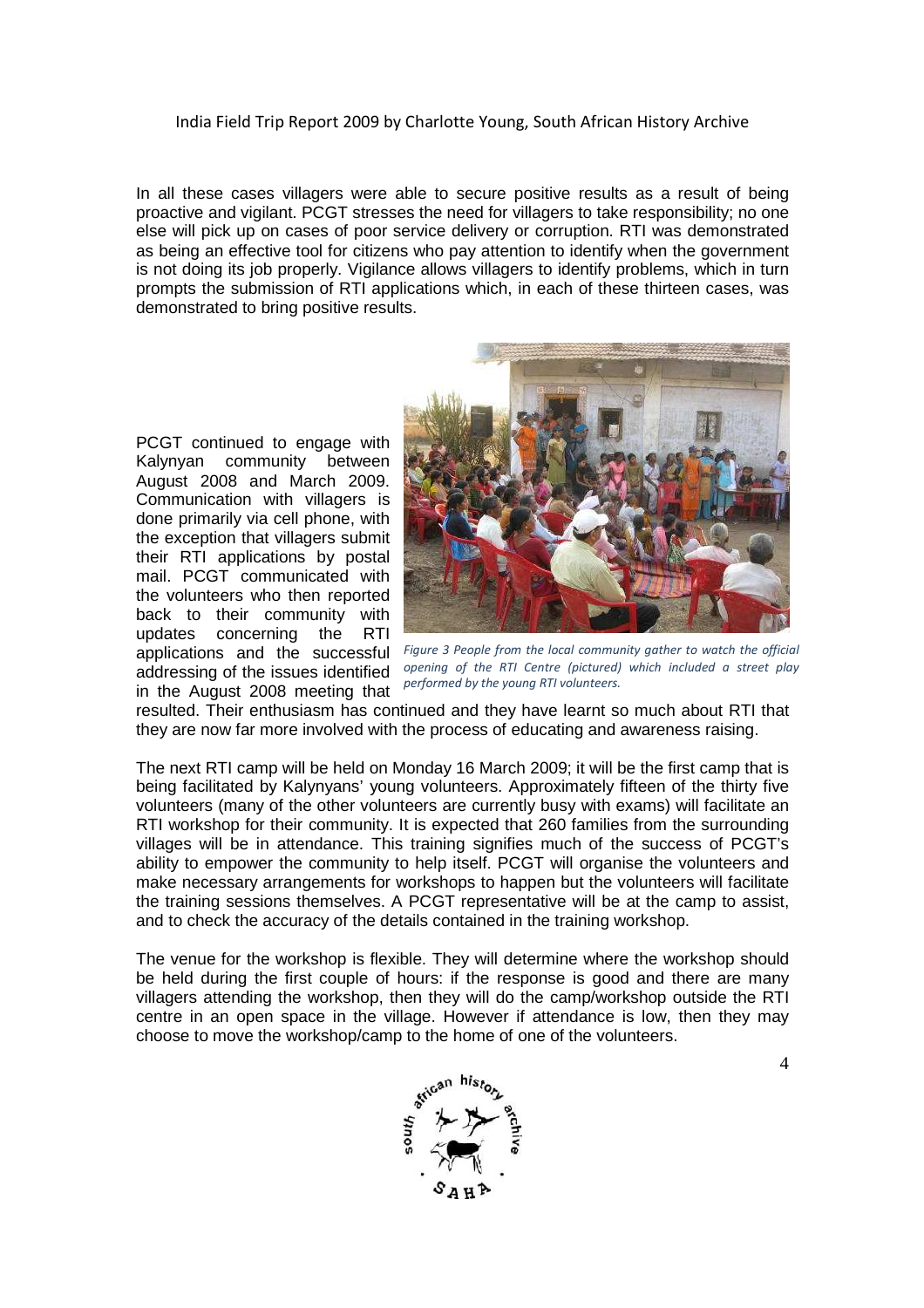In all these cases villagers were able to secure positive results as a result of being proactive and vigilant. PCGT stresses the need for villagers to take responsibility; no one else will pick up on cases of poor service delivery or corruption. RTI was demonstrated as being an effective tool for citizens who pay attention to identify when the government is not doing its job properly. Vigilance allows villagers to identify problems, which in turn prompts the submission of RTI applications which, in each of these thirteen cases, was demonstrated to bring positive results.

PCGT continued to engage with Kalynyan community between August 2008 and March 2009. Communication with villagers is done primarily via cell phone, with the exception that villagers submit their RTI applications by postal mail. PCGT communicated with the volunteers who then reported back to their community with updates concerning the RTI applications and the successful addressing of the issues identified in the August 2008 meeting that resulted. Their enthusiasm has continued and they have learnt so much about RTI that they are now far more involved with the process of educating and awareness raising.

*Figure 3 People from the local community gather to watch the official opening of the RTI Centre (pictured) which included a street play performed by the young RTI volunteers.*

The next RTI camp will be held on Monday 16 March 2009; it will be the first camp that is being facilitated by Kalynyans' young volunteers. Approximately fifteen of the thirty five volunteers (many of the other volunteers are currently busy with exams) will facilitate an RTI workshop for their community. It is expected that 260 families from the surrounding villages will be in attendance. This training signifies much of the success of PCGT's ability to empower the community to help itself. PCGT will organise the volunteers and make necessary arrangements for workshops to happen but the volunteers will facilitate the training sessions themselves. A PCGT representative will be at the camp to assist, and to check the accuracy of the details contained in the training workshop.

The venue for the workshop is flexible. They will determine where the workshop should be held during the first couple of hours: if the response is good and there are many villagers attending the workshop, then they will do the camp/workshop outside the RTI centre in an open space in the village. However if attendance is low, then they may choose to move the workshop/camp to the home of one of the volunteers.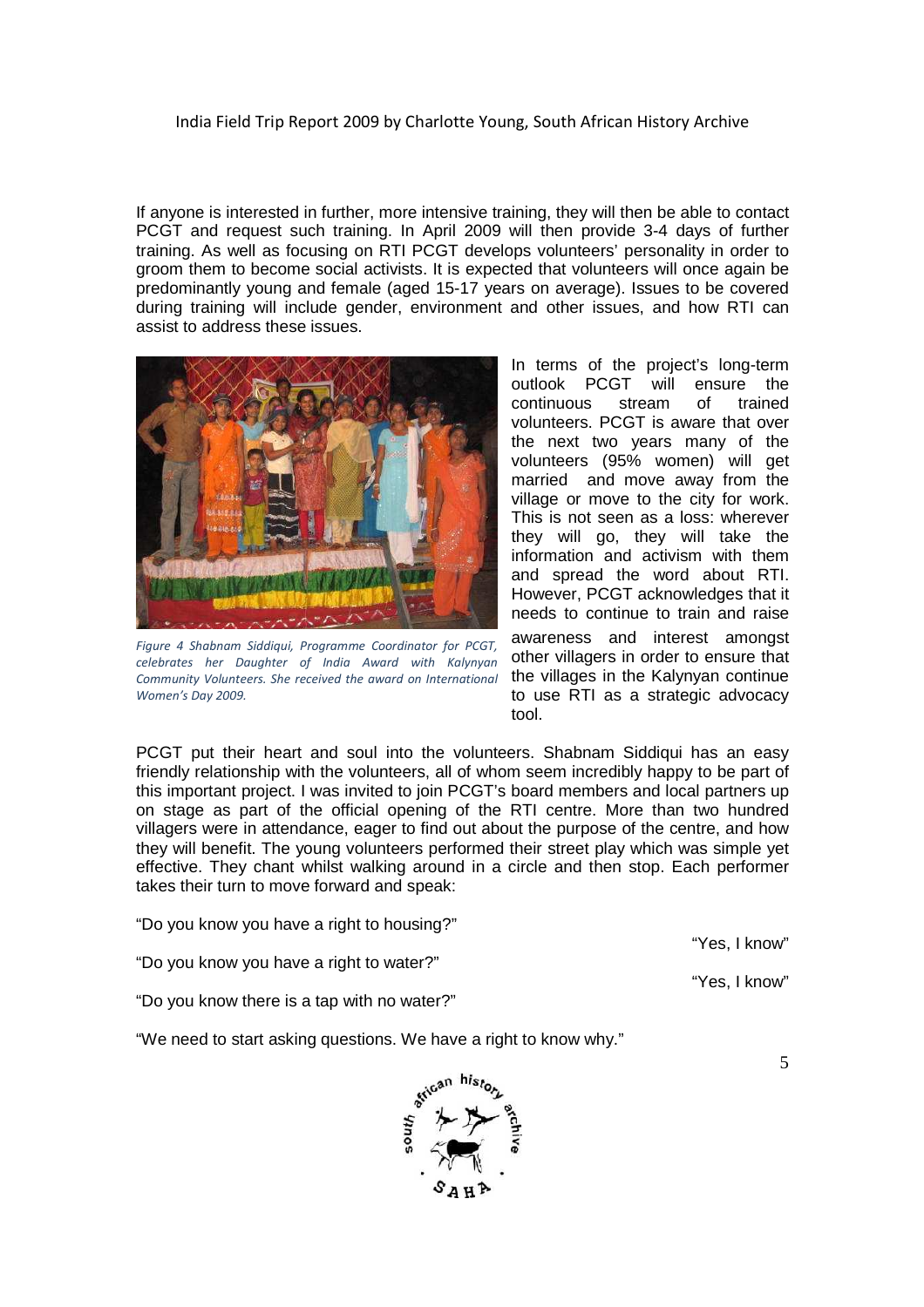If anyone is interested in further, more intensive training, they will then be able to contact PCGT and request such training. In April 2009 will then provide 3-4 days of further training. As well as focusing on RTI PCGT develops volunteers' personality in order to groom them to become social activists. It is expected that volunteers will once again be predominantly young and female (aged 15-17 years on average). Issues to be covered during training will include gender, environment and other issues, and how RTI can assist to address these issues.

*Figure 4 Shabnam Siddiqui, Programme Coordinator for PCGT, celebrates her Daughter of India Award with Kalynyan Community Volunteers. She received the award on International Women's Day 2009.*

In terms of the project's long-term outlook PCGT will ensure the continuous stream of trained volunteers. PCGT is aware that over the next two years many of the volunteers (95% women) will get married and move away from the village or move to the city for work. This is not seen as a loss: wherever they will go, they will take the information and activism with them and spread the word about RTI. However, PCGT acknowledges that it needs to continue to train and raise awareness and interest amongst other villagers in order to ensure that the villages in the Kalynyan continue to use RTI as a strategic advocacy tool.

PCGT put their heart and soul into the volunteers. Shabnam Siddiqui has an easy friendly relationship with the volunteers, all of whom seem incredibly happy to be part of this important project. I was invited to join PCGT's board members and local partners up on stage as part of the official opening of the RTI centre. More than two hundred villagers were in attendance, eager to find out about the purpose of the centre, and how they will benefit. The young volunteers performed their street play which was simple yet effective. They chant whilst walking around in a circle and then stop. Each performer takes their turn to move forward and speak:

"Do you know you have a right to housing?"

"Yes, I know"

"Do you know you have a right to water?"

"Yes, I know"

"Do you know there is a tap with no water?"

"We need to start asking questions. We have a right to know why."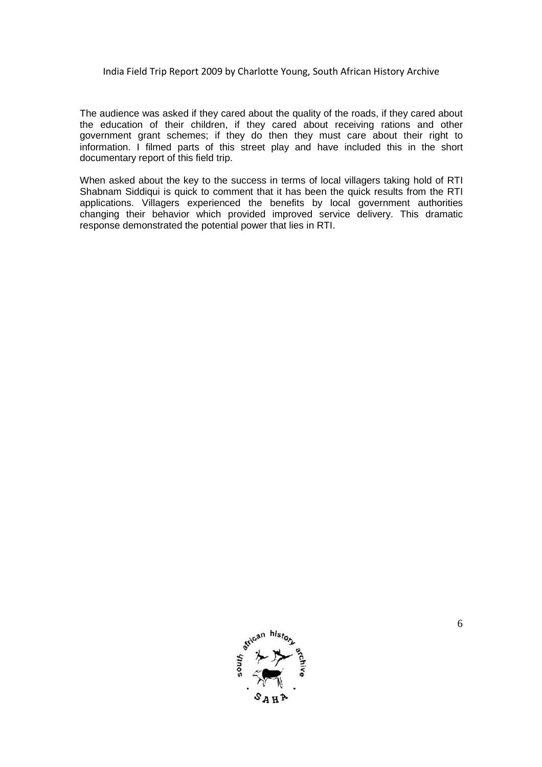The audience was asked if they cared about the quality of the roads, if they cared about the education of their children, if they cared about receiving rations and other government grant schemes; if they do then they must care about their right to information. I filmed parts of this street play and have included this in the short documentary report of this field trip.

When asked about the key to the success in terms of local villagers taking hold of RTI Shabnam Siddiqui is quick to comment that it has been the quick results from the RTI applications. Villagers experienced the benefits by local government authorities changing their behavior which provided improved service delivery. This dramatic response demonstrated the potential power that lies in RTI.